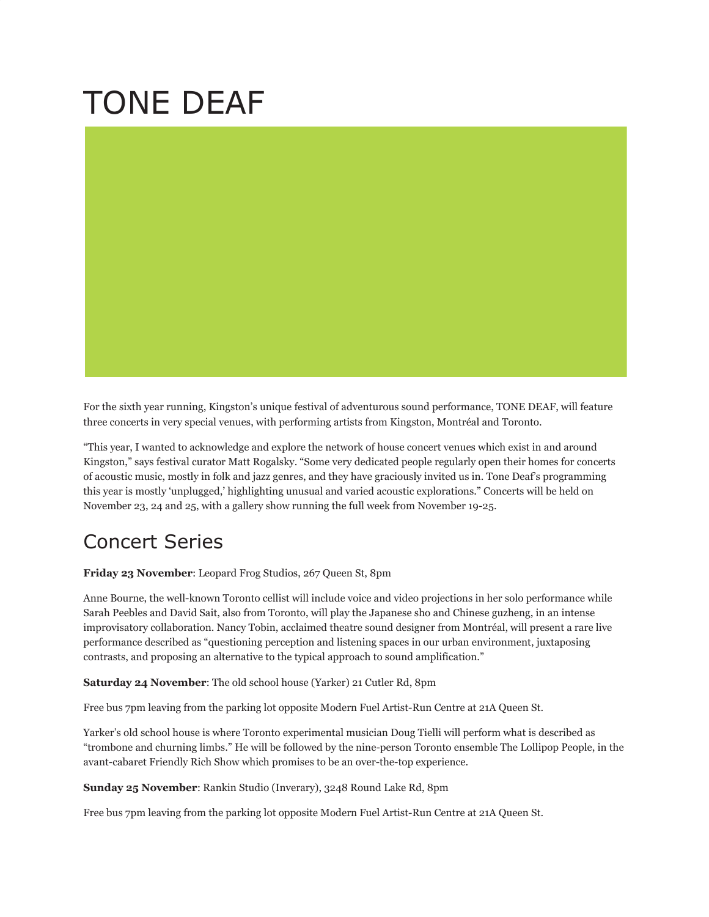# TONE DEAF

For the sixth year running, Kingston's unique festival of adventurous sound performance, TONE DEAF, will feature three concerts in very special venues, with performing artists from Kingston, Montréal and Toronto.

"This year, I wanted to acknowledge and explore the network of house concert venues which exist in and around Kingston," says festival curator Matt Rogalsky. "Some very dedicated people regularly open their homes for concerts of acoustic music, mostly in folk and jazz genres, and they have graciously invited us in. Tone Deaf's programming this year is mostly 'unplugged,' highlighting unusual and varied acoustic explorations." Concerts will be held on November 23, 24 and 25, with a gallery show running the full week from November 19-25.

## Concert Series

**Friday 23 November**: Leopard Frog Studios, 267 Queen St, 8pm

Anne Bourne, the well-known Toronto cellist will include voice and video projections in her solo performance while Sarah Peebles and David Sait, also from Toronto, will play the Japanese sho and Chinese guzheng, in an intense improvisatory collaboration. Nancy Tobin, acclaimed theatre sound designer from Montréal, will present a rare live performance described as "questioning perception and listening spaces in our urban environment, juxtaposing contrasts, and proposing an alternative to the typical approach to sound amplification."

**Saturday 24 November**: The old school house (Yarker) 21 Cutler Rd, 8pm

Free bus 7pm leaving from the parking lot opposite Modern Fuel Artist-Run Centre at 21A Queen St.

Yarker's old school house is where Toronto experimental musician Doug Tielli will perform what is described as "trombone and churning limbs." He will be followed by the nine-person Toronto ensemble The Lollipop People, in the avant-cabaret Friendly Rich Show which promises to be an over-the-top experience.

**Sunday 25 November**: Rankin Studio (Inverary), 3248 Round Lake Rd, 8pm

Free bus 7pm leaving from the parking lot opposite Modern Fuel Artist-Run Centre at 21A Queen St.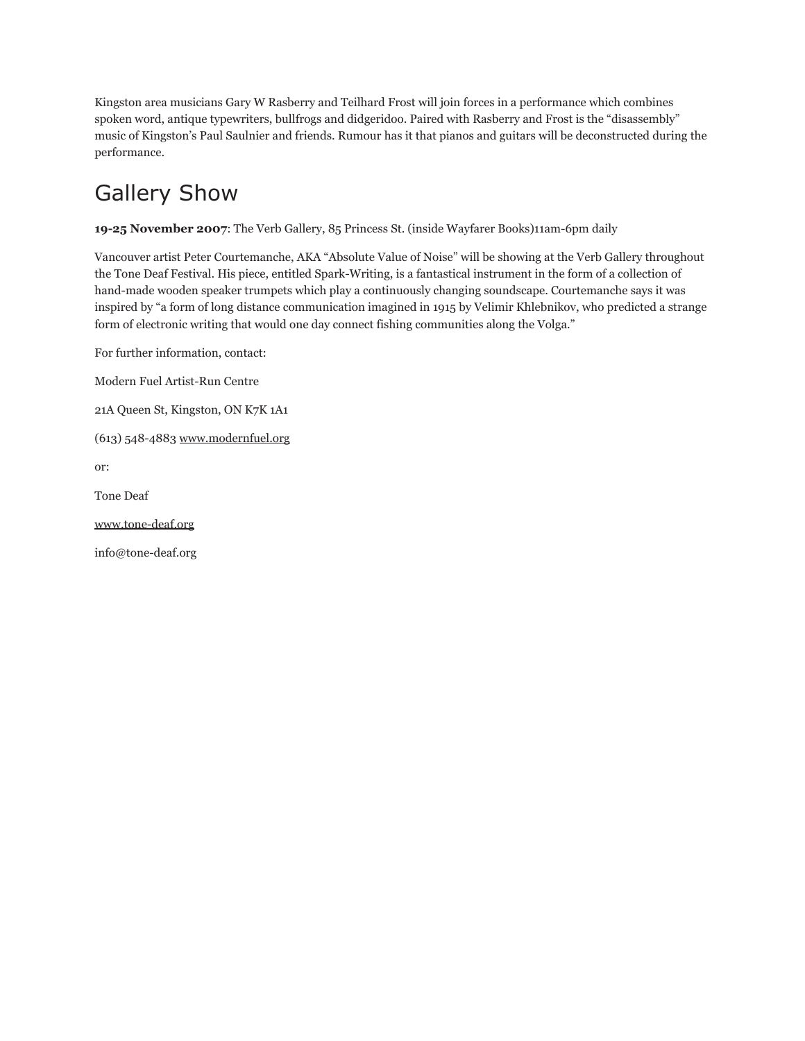Kingston area musicians Gary W Rasberry and Teilhard Frost will join forces in a performance which combines spoken word, antique typewriters, bullfrogs and didgeridoo. Paired with Rasberry and Frost is the "disassembly" music of Kingston's Paul Saulnier and friends. Rumour has it that pianos and guitars will be deconstructed during the performance.

## Gallery Show

**19-25 November 2007**: The Verb Gallery, 85 Princess St. (inside Wayfarer Books)11am-6pm daily

Vancouver artist Peter Courtemanche, AKA "Absolute Value of Noise" will be showing at the Verb Gallery throughout the Tone Deaf Festival. His piece, entitled Spark-Writing, is a fantastical instrument in the form of a collection of hand-made wooden speaker trumpets which play a continuously changing soundscape. Courtemanche says it was inspired by "a form of long distance communication imagined in 1915 by Velimir Khlebnikov, who predicted a strange form of electronic writing that would one day connect fishing communities along the Volga."

For further information, contact:

Modern Fuel Artist-Run Centre

21A Queen St, Kingston, ON K7K 1A1

(613) 548-4883 www.modernfuel.org

or:

Tone Deaf

www.tone-deaf.org

info@tone-deaf.org